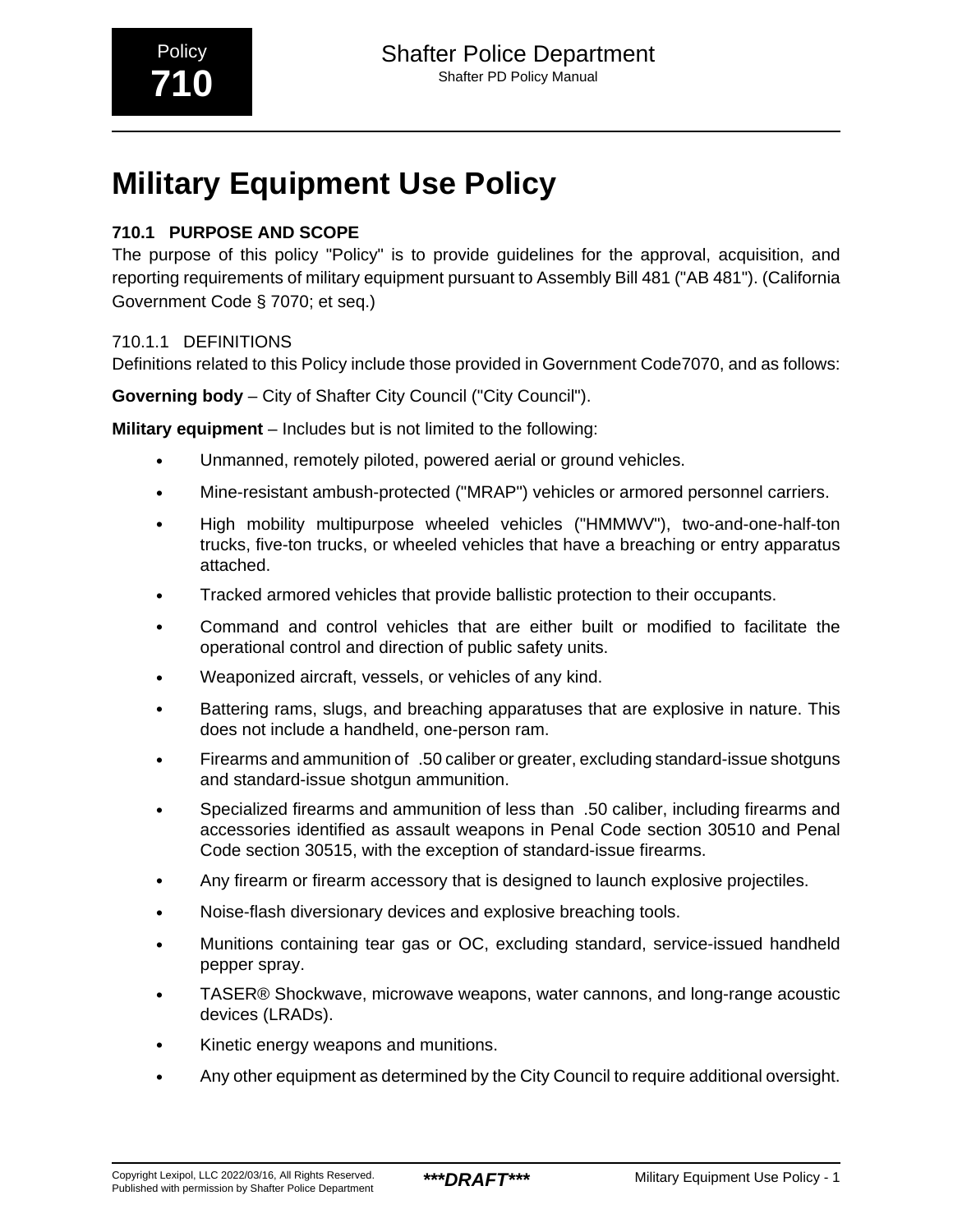Policy **710**

# Military Equipment Use Policy

## 710.1 PURPOSE AND SCOPE

The purpose of this policy "Policy" is to provide guidelines for the approval, acquisition, and reporting requirements of military equipment pursuant to Assembly Bill 481 ("AB 481"). (California Government Code § 7070; et seq.)

### 710.1.1 DEFINITIONS

Definitions related to this Policy include those provided in Government Code7070, and as follows:

**Governing body** – City of Shafter City Council ("City Council").

**Military equipment** – Includes but is not limited to the following:

- Unmanned, remotely piloted, powered aerial or ground vehicles.
- Mine-resistant ambush-protected ("MRAP") vehicles or armored personnel carriers.
- High mobility multipurpose wheeled vehicles ("HMMWV"), two-and-one-half-ton trucks, five-ton trucks, or wheeled vehicles that have a breaching or entry apparatus attached.
- Tracked armored vehicles that provide ballistic protection to their occupants.
- Command and control vehicles that are either built or modified to facilitate the operational control and direction of public safety units.
- Weaponized aircraft, vessels, or vehicles of any kind.
- Battering rams, slugs, and breaching apparatuses that are explosive in nature. This does not include a handheld, one-person ram.
- Firearms and ammunition of .50 caliber or greater, excluding standard-issue shotguns and standard-issue shotgun ammunition.
- Specialized firearms and ammunition of less than .50 caliber, including firearms and accessories identified as assault weapons in Penal Code section 30510 and Penal Code section 30515, with the exception of standard-issue firearms.
- Any firearm or firearm accessory that is designed to launch explosive projectiles.
- Noise-flash diversionary devices and explosive breaching tools.
- Munitions containing tear gas or OC, excluding standard, service-issued handheld pepper spray.
- TASER® Shockwave, microwave weapons, water cannons, and long-range acoustic devices (LRADs).
- Kinetic energy weapons and munitions.
- Any other equipment as determined by the City Council to require additional oversight.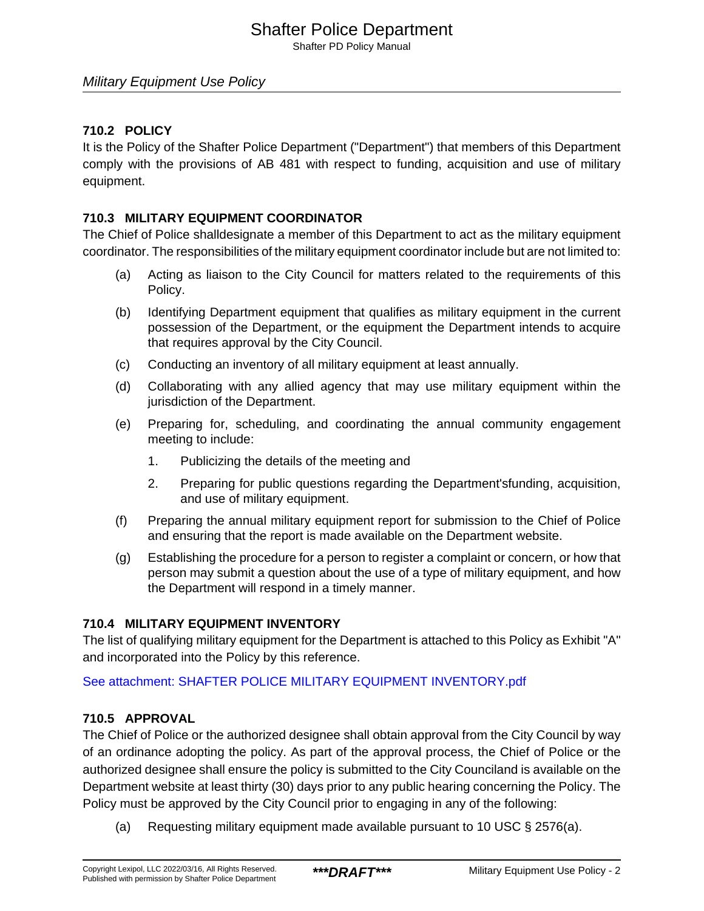*Military Equipment Use Policy*

### 710.2 POLICY

It is the Policy of the Shafter Police Department ("Department") that members of this Department comply with the provisions of AB 481 with respect to funding, acquisition and use of military equipment.

### 710.3 MILITARY EQUIPMENT COORDINATOR

The Chief of Police shalldesignate a member of this Department to act as the military equipment coordinator. The responsibilities of the military equipment coordinator include but are not limited to:

(a) Acting as liaison to the City Council for matters related to the requirements of this Policy.

(b) Identifying Department equipment that qualifies as military equipment in the current possession of the Department, or the equipment the Department intends to acquire that requires approval by the City Council.

(c) Conducting an inventory of all military equipment at least annually.

(d) Collaborating with any allied agency that may use military equipment within the jurisdiction of the Department.

(e) Preparing for, scheduling, and coordinating the annual community engagement meeting to include:

1. Publicizing the details of the meeting and
2. Preparing for public questions regarding the Department'sfunding, acquisition, and use of military equipment.

(f) Preparing the annual military equipment report for submission to the Chief of Police and ensuring that the report is made available on the Department website.

(g) Establishing the procedure for a person to register a complaint or concern, or how that person may submit a question about the use of a type of military equipment, and how the Department will respond in a timely manner.

### 710.4 MILITARY EQUIPMENT INVENTORY

The list of qualifying military equipment for the Department is attached to this Policy as Exhibit "A" and incorporated into the Policy by this reference.

See attachment: SHAFTER POLICE MILITARY EQUIPMENT INVENTORY.pdf

### 710.5 APPROVAL

The Chief of Police or the authorized designee shall obtain approval from the City Council by way of an ordinance adopting the policy. As part of the approval process, the Chief of Police or the authorized designee shall ensure the policy is submitted to the City Counciland is available on the Department website at least thirty (30) days prior to any public hearing concerning the Policy. The Policy must be approved by the City Council prior to engaging in any of the following:

(a) Requesting military equipment made available pursuant to 10 USC § 2576(a).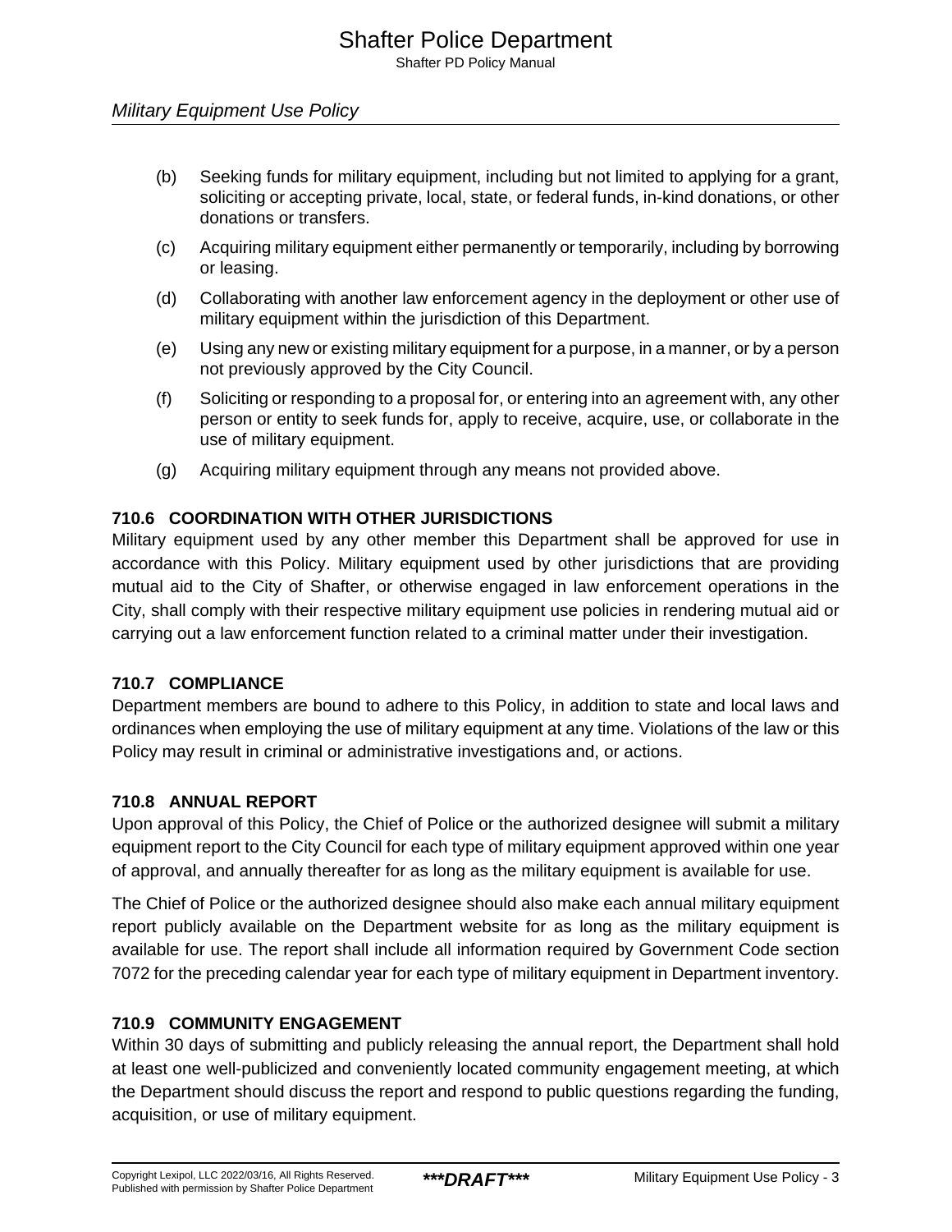(b) Seeking funds for military equipment, including but not limited to applying for a grant, soliciting or accepting private, local, state, or federal funds, in-kind donations, or other donations or transfers.

(c) Acquiring military equipment either permanently or temporarily, including by borrowing or leasing.

(d) Collaborating with another law enforcement agency in the deployment or other use of military equipment within the jurisdiction of this Department.

(e) Using any new or existing military equipment for a purpose, in a manner, or by a person not previously approved by the City Council.

(f) Soliciting or responding to a proposal for, or entering into an agreement with, any other person or entity to seek funds for, apply to receive, acquire, use, or collaborate in the use of military equipment.

(g) Acquiring military equipment through any means not provided above.

### 710.6 COORDINATION WITH OTHER JURISDICTIONS

Military equipment used by any other member this Department shall be approved for use in accordance with this Policy. Military equipment used by other jurisdictions that are providing mutual aid to the City of Shafter, or otherwise engaged in law enforcement operations in the City, shall comply with their respective military equipment use policies in rendering mutual aid or carrying out a law enforcement function related to a criminal matter under their investigation.

### 710.7 COMPLIANCE

Department members are bound to adhere to this Policy, in addition to state and local laws and ordinances when employing the use of military equipment at any time. Violations of the law or this Policy may result in criminal or administrative investigations and, or actions.

### 710.8 ANNUAL REPORT

Upon approval of this Policy, the Chief of Police or the authorized designee will submit a military equipment report to the City Council for each type of military equipment approved within one year of approval, and annually thereafter for as long as the military equipment is available for use.

The Chief of Police or the authorized designee should also make each annual military equipment report publicly available on the Department website for as long as the military equipment is available for use. The report shall include all information required by Government Code section 7072 for the preceding calendar year for each type of military equipment in Department inventory.

### 710.9 COMMUNITY ENGAGEMENT

Within 30 days of submitting and publicly releasing the annual report, the Department shall hold at least one well-publicized and conveniently located community engagement meeting, at which the Department should discuss the report and respond to public questions regarding the funding, acquisition, or use of military equipment.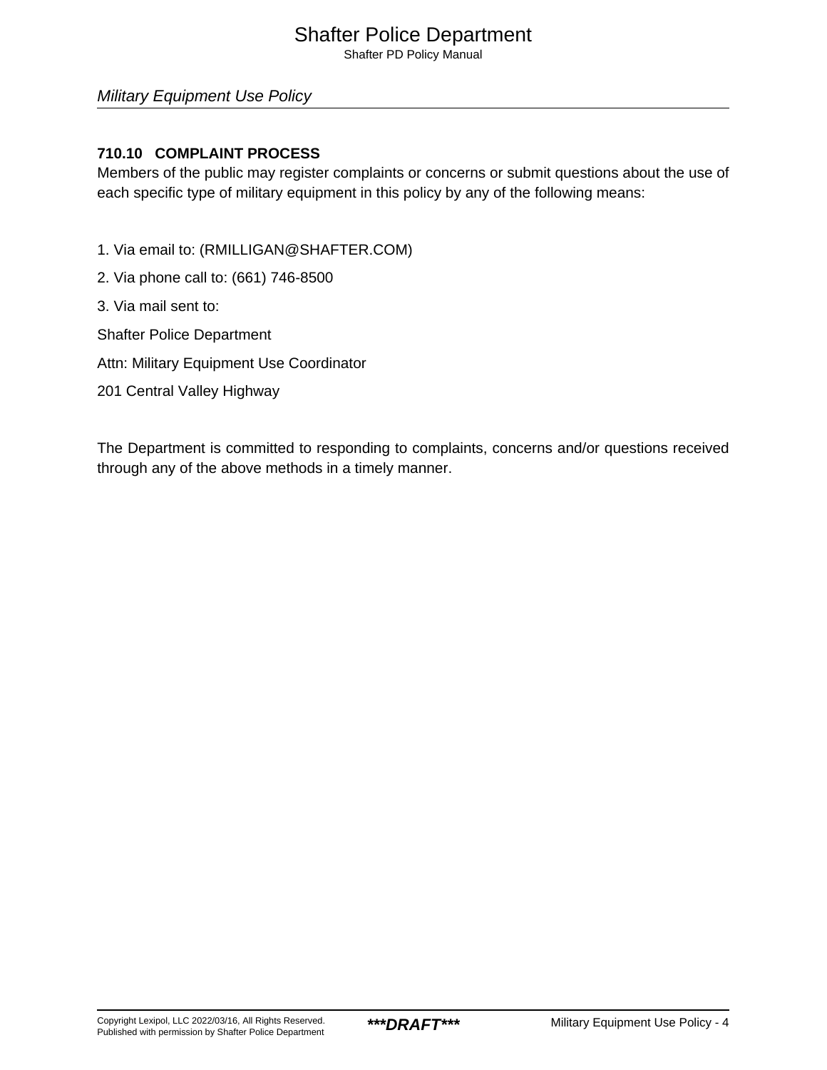### 710.10 COMPLAINT PROCESS

Members of the public may register complaints or concerns or submit questions about the use of each specific type of military equipment in this policy by any of the following means:

1. Via email to: (RMILLIGAN@SHAFTER.COM)

2. Via phone call to: (661) 746-8500

3. Via mail sent to:

Shafter Police Department

Attn: Military Equipment Use Coordinator

201 Central Valley Highway

The Department is committed to responding to complaints, concerns and/or questions received through any of the above methods in a timely manner.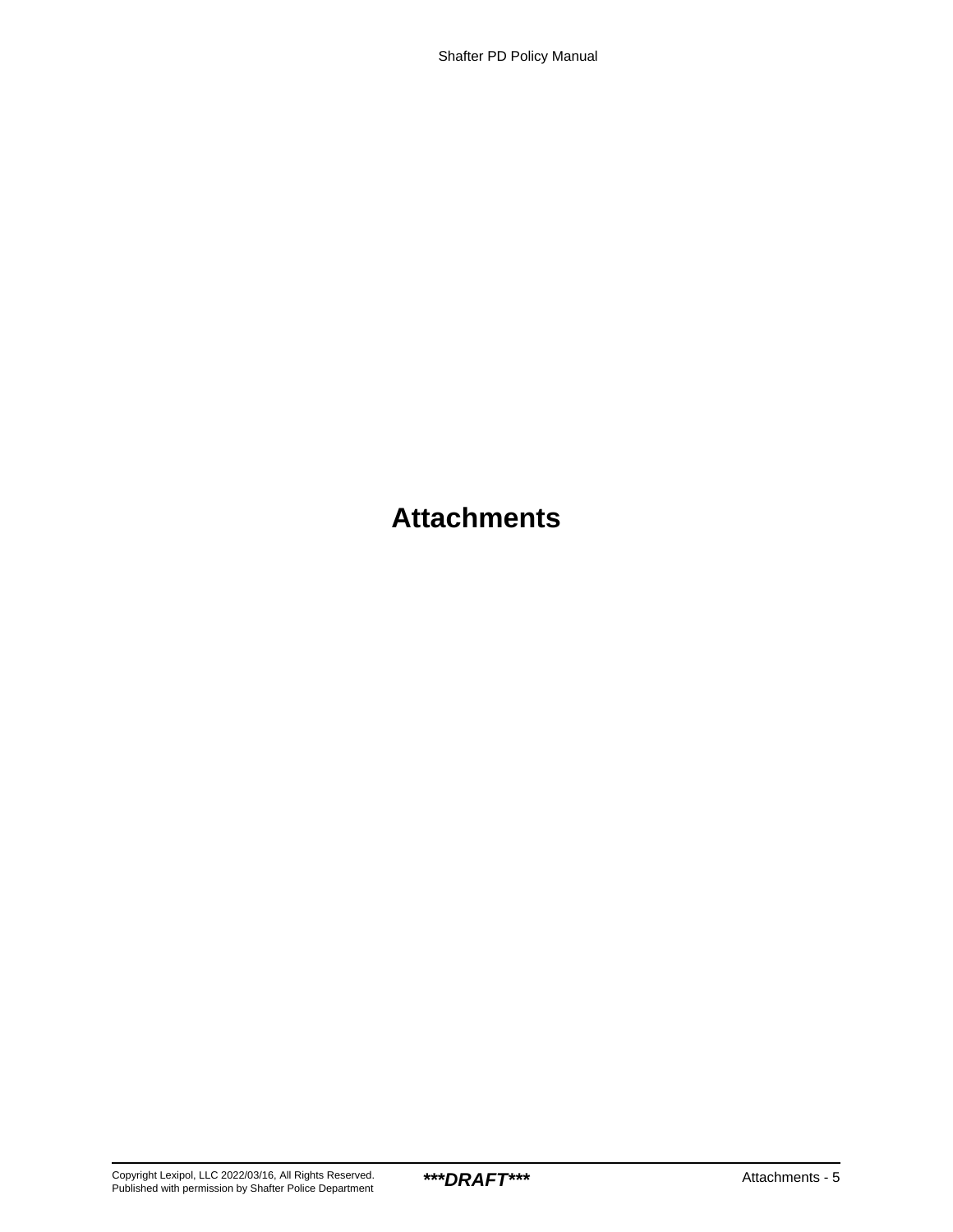# Attachments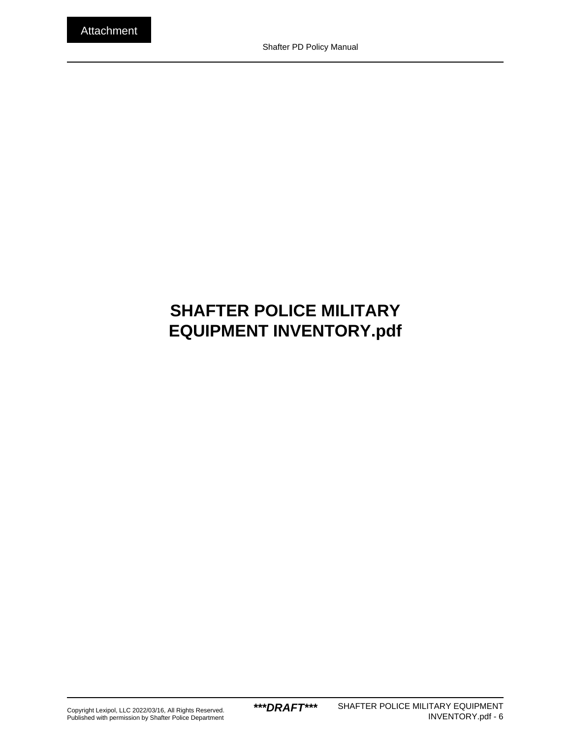Attachment

# SHAFTER POLICE MILITARY EQUIPMENT INVENTORY.pdf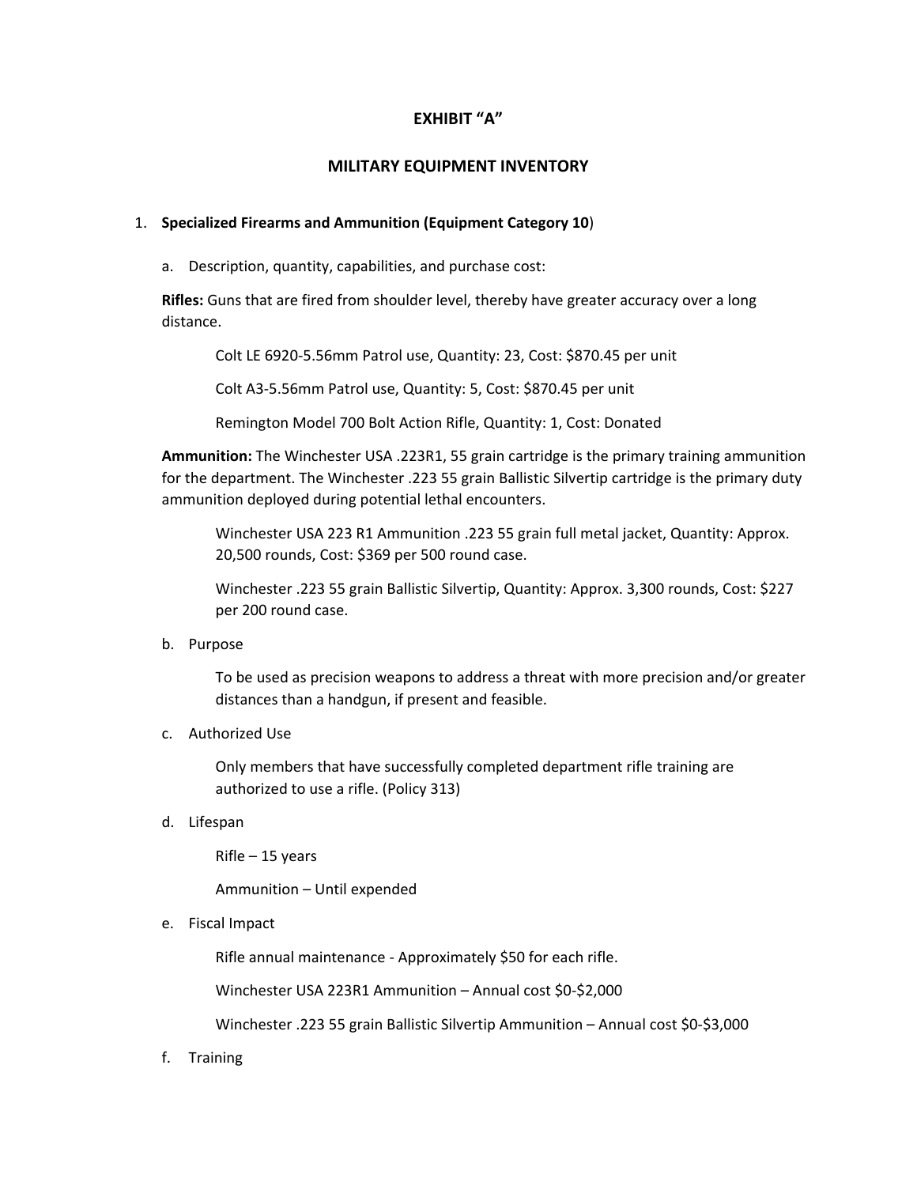# EXHIBIT "A"

## MILITARY EQUIPMENT INVENTORY

1. **Specialized Firearms and Ammunition (Equipment Category 10**)

   a. Description, quantity, capabilities, and purchase cost:

   **Rifles:** Guns that are fired from shoulder level, thereby have greater accuracy over a long distance.

      Colt LE 6920-5.56mm Patrol use, Quantity: 23, Cost: $870.45 per unit

      Colt A3-5.56mm Patrol use, Quantity: 5, Cost: $870.45 per unit

      Remington Model 700 Bolt Action Rifle, Quantity: 1, Cost: Donated

   **Ammunition:** The Winchester USA .223R1, 55 grain cartridge is the primary training ammunition for the department. The Winchester .223 55 grain Ballistic Silvertip cartridge is the primary duty ammunition deployed during potential lethal encounters.

      Winchester USA 223 R1 Ammunition .223 55 grain full metal jacket, Quantity: Approx. 20,500 rounds, Cost: $369 per 500 round case.

      Winchester .223 55 grain Ballistic Silvertip, Quantity: Approx. 3,300 rounds, Cost: $227 per 200 round case.

   b. Purpose

      To be used as precision weapons to address a threat with more precision and/or greater distances than a handgun, if present and feasible.

   c. Authorized Use

      Only members that have successfully completed department rifle training are authorized to use a rifle. (Policy 313)

   d. Lifespan

      Rifle – 15 years

      Ammunition – Until expended

   e. Fiscal Impact

      Rifle annual maintenance - Approximately $50 for each rifle.

      Winchester USA 223R1 Ammunition – Annual cost $0-$2,000

      Winchester .223 55 grain Ballistic Silvertip Ammunition – Annual cost $0-$3,000

   f. Training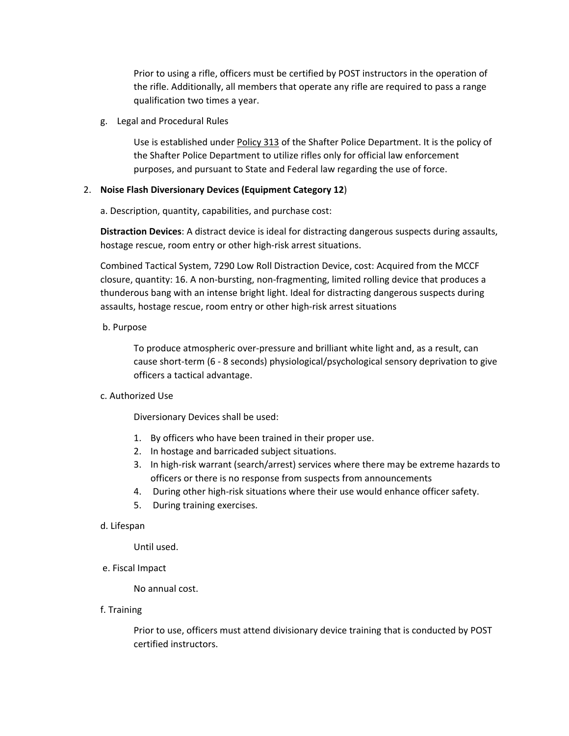Prior to using a rifle, officers must be certified by POST instructors in the operation of the rifle. Additionally, all members that operate any rifle are required to pass a range qualification two times a year.

g. Legal and Procedural Rules

Use is established under Policy 313 of the Shafter Police Department. It is the policy of the Shafter Police Department to utilize rifles only for official law enforcement purposes, and pursuant to State and Federal law regarding the use of force.

2. **Noise Flash Diversionary Devices (Equipment Category 12**)

a. Description, quantity, capabilities, and purchase cost:

**Distraction Devices**: A distract device is ideal for distracting dangerous suspects during assaults, hostage rescue, room entry or other high-risk arrest situations.

Combined Tactical System, 7290 Low Roll Distraction Device, cost: Acquired from the MCCF closure, quantity: 16. A non-bursting, non-fragmenting, limited rolling device that produces a thunderous bang with an intense bright light. Ideal for distracting dangerous suspects during assaults, hostage rescue, room entry or other high-risk arrest situations

b. Purpose

To produce atmospheric over-pressure and brilliant white light and, as a result, can cause short-term (6 - 8 seconds) physiological/psychological sensory deprivation to give officers a tactical advantage.

c. Authorized Use

Diversionary Devices shall be used:

1. By officers who have been trained in their proper use.
2. In hostage and barricaded subject situations.
3. In high-risk warrant (search/arrest) services where there may be extreme hazards to officers or there is no response from suspects from announcements
4. During other high-risk situations where their use would enhance officer safety.
5. During training exercises.

d. Lifespan

Until used.

e. Fiscal Impact

No annual cost.

f. Training

Prior to use, officers must attend divisionary device training that is conducted by POST certified instructors.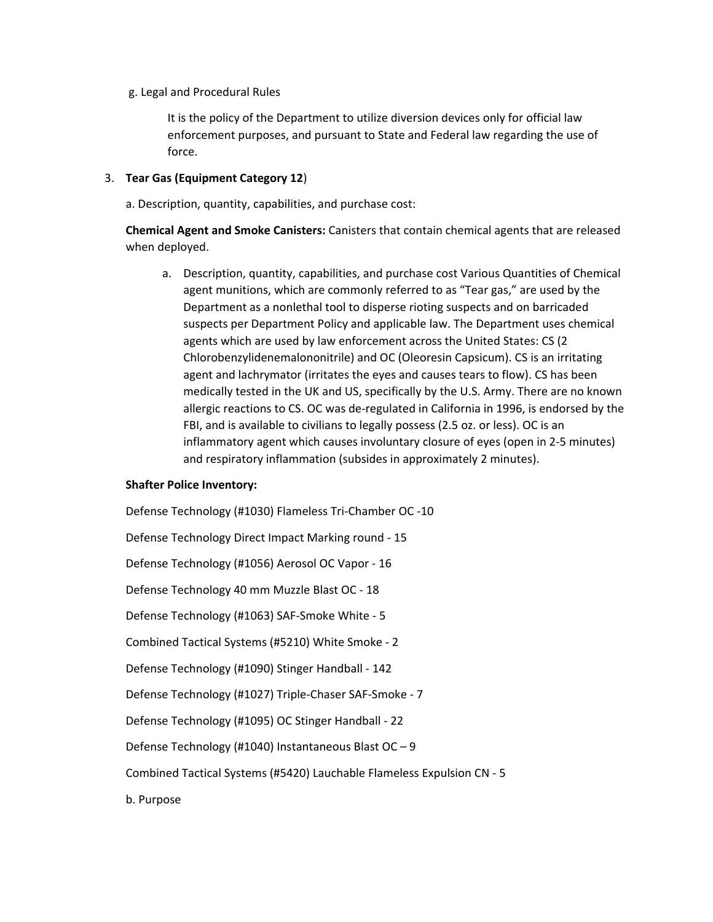g. Legal and Procedural Rules

It is the policy of the Department to utilize diversion devices only for official law enforcement purposes, and pursuant to State and Federal law regarding the use of force.

3. **Tear Gas (Equipment Category 12**)

a. Description, quantity, capabilities, and purchase cost:

**Chemical Agent and Smoke Canisters:** Canisters that contain chemical agents that are released when deployed.

a. Description, quantity, capabilities, and purchase cost Various Quantities of Chemical agent munitions, which are commonly referred to as "Tear gas," are used by the Department as a nonlethal tool to disperse rioting suspects and on barricaded suspects per Department Policy and applicable law. The Department uses chemical agents which are used by law enforcement across the United States: CS (2 Chlorobenzylidenemalononitrile) and OC (Oleoresin Capsicum). CS is an irritating agent and lachrymator (irritates the eyes and causes tears to flow). CS has been medically tested in the UK and US, specifically by the U.S. Army. There are no known allergic reactions to CS. OC was de-regulated in California in 1996, is endorsed by the FBI, and is available to civilians to legally possess (2.5 oz. or less). OC is an inflammatory agent which causes involuntary closure of eyes (open in 2-5 minutes) and respiratory inflammation (subsides in approximately 2 minutes).

**Shafter Police Inventory:**

Defense Technology (#1030) Flameless Tri-Chamber OC -10

Defense Technology Direct Impact Marking round - 15

Defense Technology (#1056) Aerosol OC Vapor - 16

Defense Technology 40 mm Muzzle Blast OC - 18

Defense Technology (#1063) SAF-Smoke White - 5

Combined Tactical Systems (#5210) White Smoke - 2

Defense Technology (#1090) Stinger Handball - 142

Defense Technology (#1027) Triple-Chaser SAF-Smoke - 7

Defense Technology (#1095) OC Stinger Handball - 22

Defense Technology (#1040) Instantaneous Blast OC – 9

Combined Tactical Systems (#5420) Lauchable Flameless Expulsion CN - 5

b. Purpose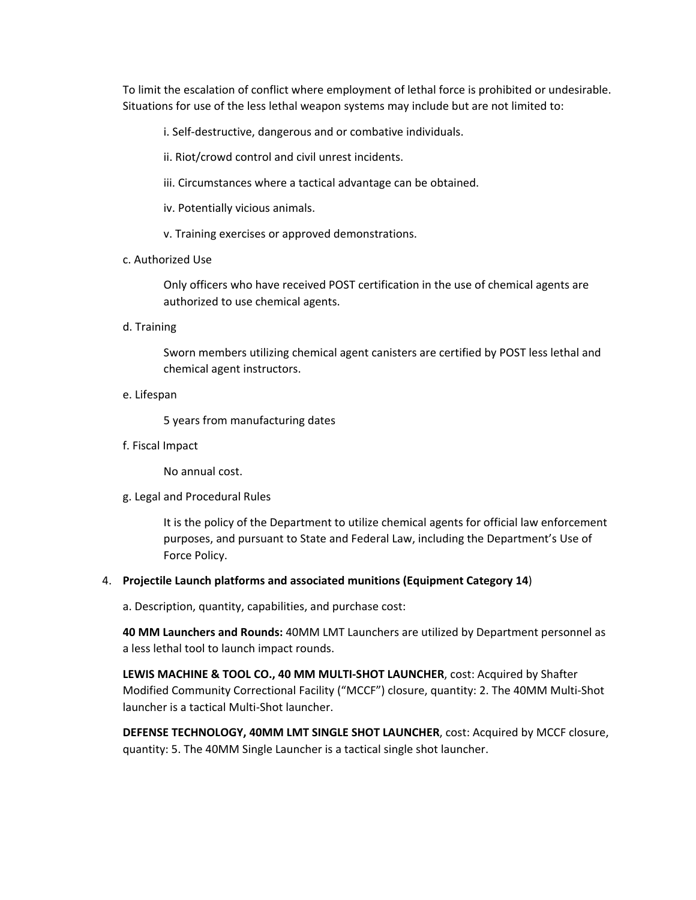To limit the escalation of conflict where employment of lethal force is prohibited or undesirable. Situations for use of the less lethal weapon systems may include but are not limited to:

i. Self-destructive, dangerous and or combative individuals.

ii. Riot/crowd control and civil unrest incidents.

iii. Circumstances where a tactical advantage can be obtained.

iv. Potentially vicious animals.

v. Training exercises or approved demonstrations.

c. Authorized Use

Only officers who have received POST certification in the use of chemical agents are authorized to use chemical agents.

d. Training

Sworn members utilizing chemical agent canisters are certified by POST less lethal and chemical agent instructors.

e. Lifespan

5 years from manufacturing dates

f. Fiscal Impact

No annual cost.

g. Legal and Procedural Rules

It is the policy of the Department to utilize chemical agents for official law enforcement purposes, and pursuant to State and Federal Law, including the Department's Use of Force Policy.

4. **Projectile Launch platforms and associated munitions (Equipment Category 14**)

a. Description, quantity, capabilities, and purchase cost:

**40 MM Launchers and Rounds:** 40MM LMT Launchers are utilized by Department personnel as a less lethal tool to launch impact rounds.

**LEWIS MACHINE & TOOL CO., 40 MM MULTI-SHOT LAUNCHER**, cost: Acquired by Shafter Modified Community Correctional Facility ("MCCF") closure, quantity: 2. The 40MM Multi-Shot launcher is a tactical Multi-Shot launcher.

**DEFENSE TECHNOLOGY, 40MM LMT SINGLE SHOT LAUNCHER**, cost: Acquired by MCCF closure, quantity: 5. The 40MM Single Launcher is a tactical single shot launcher.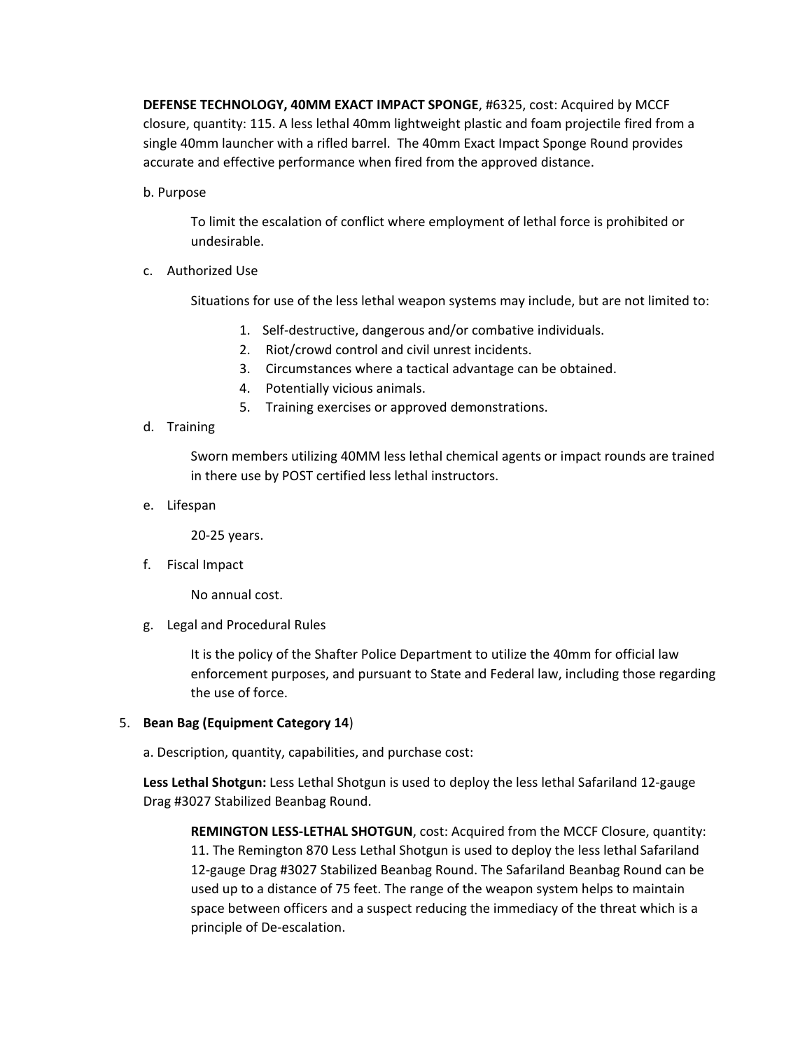**DEFENSE TECHNOLOGY, 40MM EXACT IMPACT SPONGE**, #6325, cost: Acquired by MCCF closure, quantity: 115. A less lethal 40mm lightweight plastic and foam projectile fired from a single 40mm launcher with a rifled barrel. The 40mm Exact Impact Sponge Round provides accurate and effective performance when fired from the approved distance.

b. Purpose

To limit the escalation of conflict where employment of lethal force is prohibited or undesirable.

c. Authorized Use

Situations for use of the less lethal weapon systems may include, but are not limited to:

1. Self-destructive, dangerous and/or combative individuals.
2. Riot/crowd control and civil unrest incidents.
3. Circumstances where a tactical advantage can be obtained.
4. Potentially vicious animals.
5. Training exercises or approved demonstrations.

d. Training

Sworn members utilizing 40MM less lethal chemical agents or impact rounds are trained in there use by POST certified less lethal instructors.

e. Lifespan

20-25 years.

f. Fiscal Impact

No annual cost.

g. Legal and Procedural Rules

It is the policy of the Shafter Police Department to utilize the 40mm for official law enforcement purposes, and pursuant to State and Federal law, including those regarding the use of force.

5. **Bean Bag (Equipment Category 14**)

a. Description, quantity, capabilities, and purchase cost:

**Less Lethal Shotgun:** Less Lethal Shotgun is used to deploy the less lethal Safariland 12-gauge Drag #3027 Stabilized Beanbag Round.

**REMINGTON LESS-LETHAL SHOTGUN**, cost: Acquired from the MCCF Closure, quantity: 11. The Remington 870 Less Lethal Shotgun is used to deploy the less lethal Safariland 12-gauge Drag #3027 Stabilized Beanbag Round. The Safariland Beanbag Round can be used up to a distance of 75 feet. The range of the weapon system helps to maintain space between officers and a suspect reducing the immediacy of the threat which is a principle of De-escalation.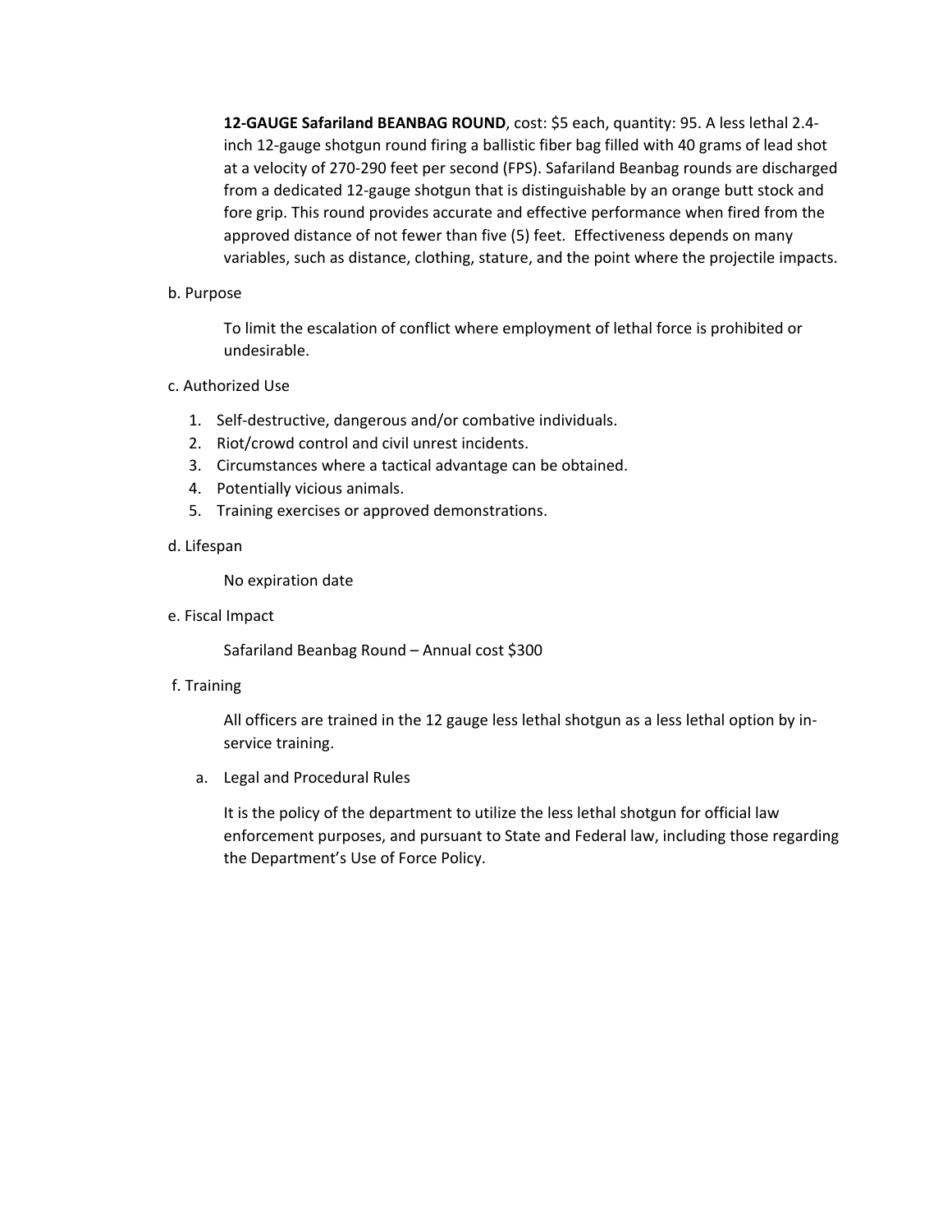**12-GAUGE Safariland BEANBAG ROUND**, cost: $5 each, quantity: 95. A less lethal 2.4-inch 12-gauge shotgun round firing a ballistic fiber bag filled with 40 grams of lead shot at a velocity of 270-290 feet per second (FPS). Safariland Beanbag rounds are discharged from a dedicated 12-gauge shotgun that is distinguishable by an orange butt stock and fore grip. This round provides accurate and effective performance when fired from the approved distance of not fewer than five (5) feet. Effectiveness depends on many variables, such as distance, clothing, stature, and the point where the projectile impacts.

b. Purpose

To limit the escalation of conflict where employment of lethal force is prohibited or undesirable.

c. Authorized Use

1. Self-destructive, dangerous and/or combative individuals.
2. Riot/crowd control and civil unrest incidents.
3. Circumstances where a tactical advantage can be obtained.
4. Potentially vicious animals.
5. Training exercises or approved demonstrations.

d. Lifespan

No expiration date

e. Fiscal Impact

Safariland Beanbag Round – Annual cost $300

f. Training

All officers are trained in the 12 gauge less lethal shotgun as a less lethal option by in-service training.

a. Legal and Procedural Rules

It is the policy of the department to utilize the less lethal shotgun for official law enforcement purposes, and pursuant to State and Federal law, including those regarding the Department's Use of Force Policy.